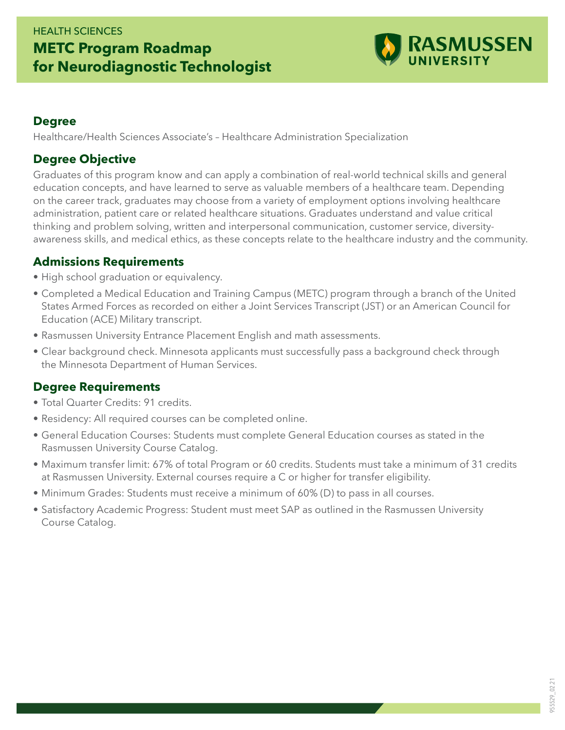HEALTH SCIENCES

# METC Program Roadmap for Neurodiagnostic Technologist

RASMUSSEN UNIVERSITY

## Degree

Healthcare/Health Sciences Associate's – Healthcare Administration Specialization

## Degree Objective

Graduates of this program know and can apply a combination of real-world technical skills and general education concepts, and have learned to serve as valuable members of a healthcare team. Depending on the career track, graduates may choose from a variety of employment options involving healthcare administration, patient care or related healthcare situations. Graduates understand and value critical thinking and problem solving, written and interpersonal communication, customer service, diversity-awareness skills, and medical ethics, as these concepts relate to the healthcare industry and the community.

## Admissions Requirements

- High school graduation or equivalency.
- Completed a Medical Education and Training Campus (METC) program through a branch of the United States Armed Forces as recorded on either a Joint Services Transcript (JST) or an American Council for Education (ACE) Military transcript.
- Rasmussen University Entrance Placement English and math assessments.
- Clear background check. Minnesota applicants must successfully pass a background check through the Minnesota Department of Human Services.

## Degree Requirements

- Total Quarter Credits: 91 credits.
- Residency: All required courses can be completed online.
- General Education Courses: Students must complete General Education courses as stated in the Rasmussen University Course Catalog.
- Maximum transfer limit: 67% of total Program or 60 credits. Students must take a minimum of 31 credits at Rasmussen University. External courses require a C or higher for transfer eligibility.
- Minimum Grades: Students must receive a minimum of 60% (D) to pass in all courses.
- Satisfactory Academic Progress: Student must meet SAP as outlined in the Rasmussen University Course Catalog.

955529_02.21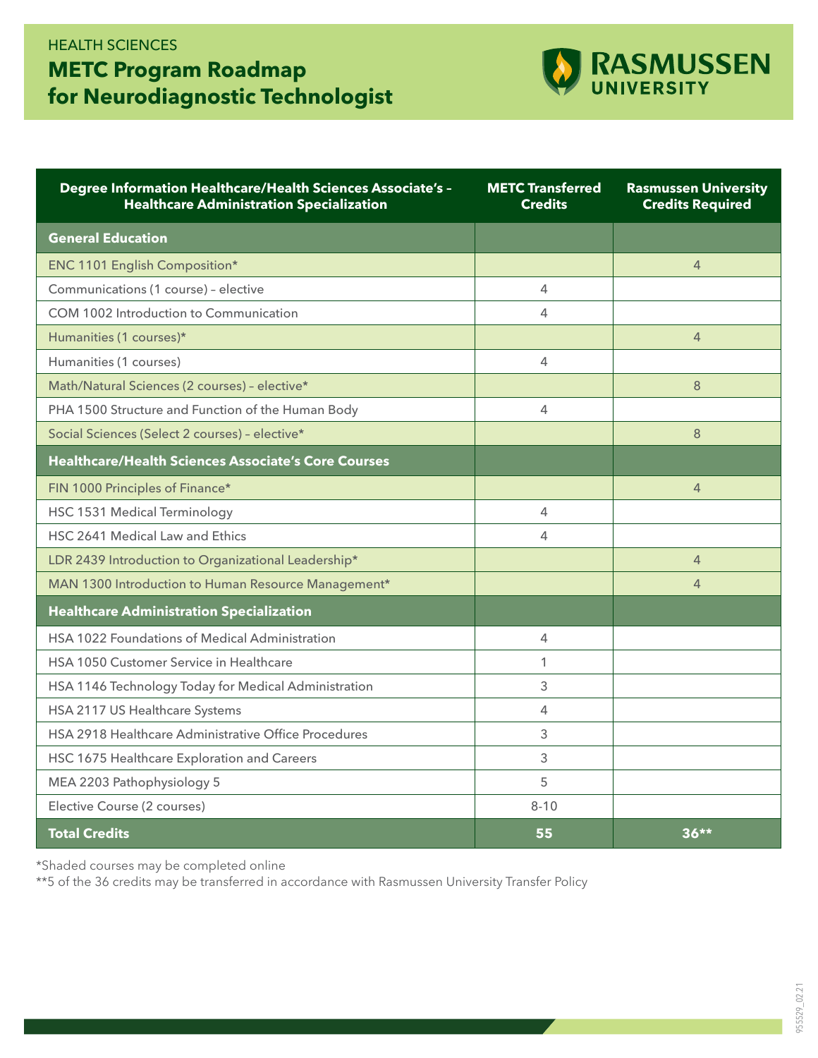HEALTH SCIENCES

# METC Program Roadmap for Neurodiagnostic Technologist

RASMUSSEN UNIVERSITY

| Degree Information Healthcare/Health Sciences Associate's – Healthcare Administration Specialization | METC Transferred Credits | Rasmussen University Credits Required |
|---|---|---|
| **General Education** | | |
| ENC 1101 English Composition* | | 4 |
| Communications (1 course) – elective | 4 | |
| COM 1002 Introduction to Communication | 4 | |
| Humanities (1 courses)* | | 4 |
| Humanities (1 courses) | 4 | |
| Math/Natural Sciences (2 courses) – elective* | | 8 |
| PHA 1500 Structure and Function of the Human Body | 4 | |
| Social Sciences (Select 2 courses) – elective* | | 8 |
| **Healthcare/Health Sciences Associate's Core Courses** | | |
| FIN 1000 Principles of Finance* | | 4 |
| HSC 1531 Medical Terminology | 4 | |
| HSC 2641 Medical Law and Ethics | 4 | |
| LDR 2439 Introduction to Organizational Leadership* | | 4 |
| MAN 1300 Introduction to Human Resource Management* | | 4 |
| **Healthcare Administration Specialization** | | |
| HSA 1022 Foundations of Medical Administration | 4 | |
| HSA 1050 Customer Service in Healthcare | 1 | |
| HSA 1146 Technology Today for Medical Administration | 3 | |
| HSA 2117 US Healthcare Systems | 4 | |
| HSA 2918 Healthcare Administrative Office Procedures | 3 | |
| HSC 1675 Healthcare Exploration and Careers | 3 | |
| MEA 2203 Pathophysiology 5 | 5 | |
| Elective Course (2 courses) | 8-10 | |
| **Total Credits** | **55** | **36**** |

*Shaded courses may be completed online

**5 of the 36 credits may be transferred in accordance with Rasmussen University Transfer Policy

955529_02.21